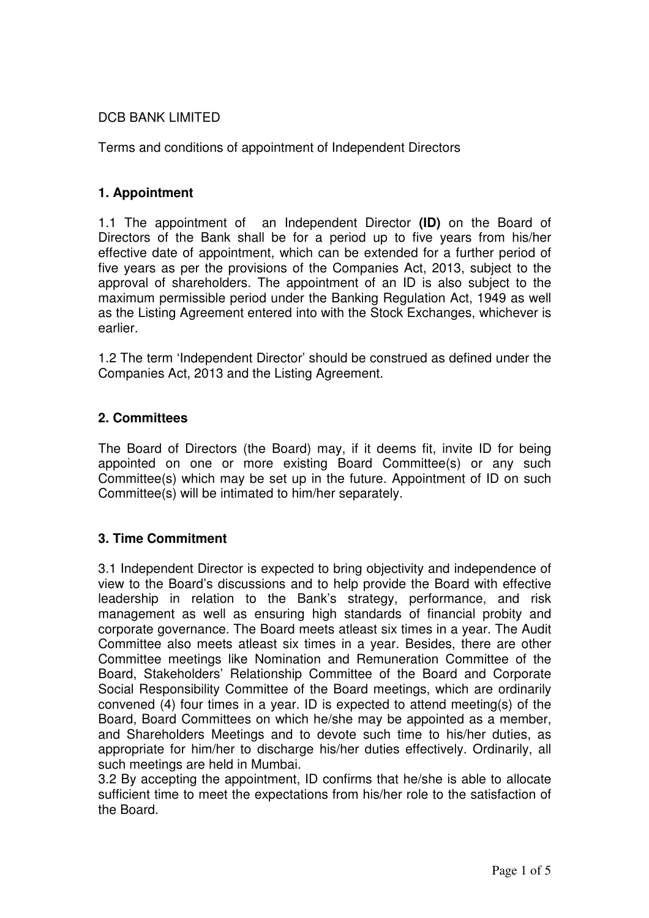DCB BANK LIMITED

Terms and conditions of appointment of Independent Directors

## 1. Appointment

1.1 The appointment of an Independent Director **(ID)** on the Board of Directors of the Bank shall be for a period up to five years from his/her effective date of appointment, which can be extended for a further period of five years as per the provisions of the Companies Act, 2013, subject to the approval of shareholders. The appointment of an ID is also subject to the maximum permissible period under the Banking Regulation Act, 1949 as well as the Listing Agreement entered into with the Stock Exchanges, whichever is earlier.

1.2 The term 'Independent Director' should be construed as defined under the Companies Act, 2013 and the Listing Agreement.

## 2. Committees

The Board of Directors (the Board) may, if it deems fit, invite ID for being appointed on one or more existing Board Committee(s) or any such Committee(s) which may be set up in the future. Appointment of ID on such Committee(s) will be intimated to him/her separately.

## 3. Time Commitment

3.1 Independent Director is expected to bring objectivity and independence of view to the Board's discussions and to help provide the Board with effective leadership in relation to the Bank's strategy, performance, and risk management as well as ensuring high standards of financial probity and corporate governance. The Board meets atleast six times in a year. The Audit Committee also meets atleast six times in a year. Besides, there are other Committee meetings like Nomination and Remuneration Committee of the Board, Stakeholders' Relationship Committee of the Board and Corporate Social Responsibility Committee of the Board meetings, which are ordinarily convened (4) four times in a year. ID is expected to attend meeting(s) of the Board, Board Committees on which he/she may be appointed as a member, and Shareholders Meetings and to devote such time to his/her duties, as appropriate for him/her to discharge his/her duties effectively. Ordinarily, all such meetings are held in Mumbai.

3.2 By accepting the appointment, ID confirms that he/she is able to allocate sufficient time to meet the expectations from his/her role to the satisfaction of the Board.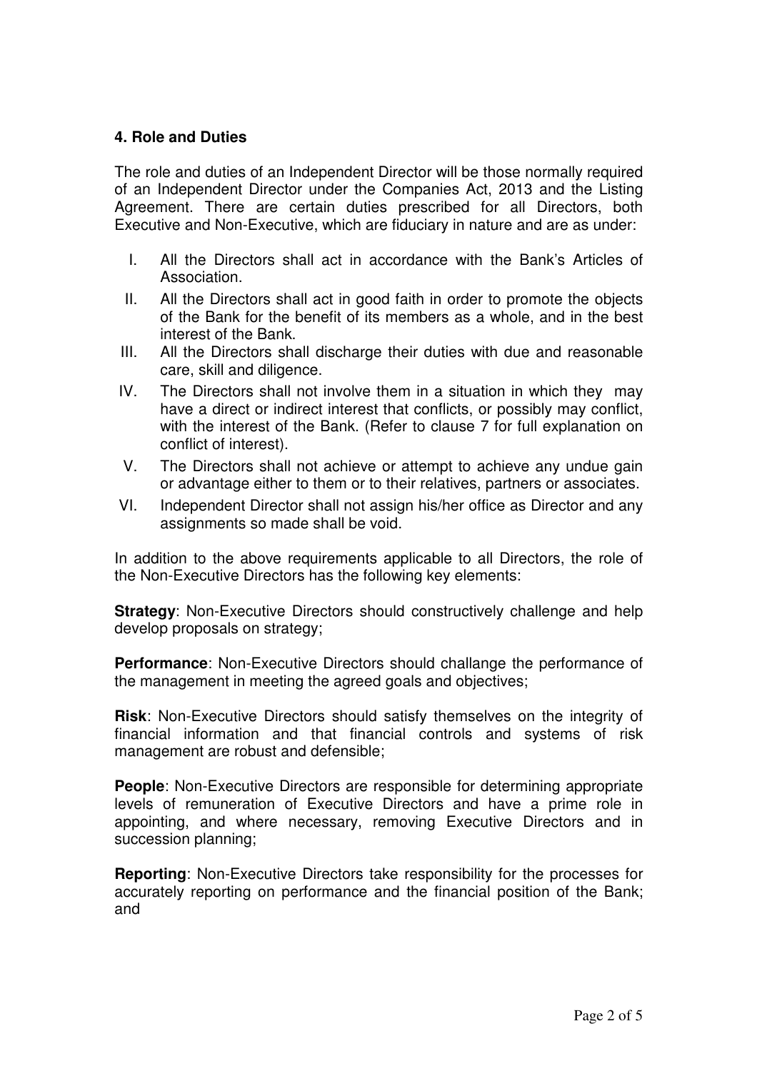## 4. Role and Duties

The role and duties of an Independent Director will be those normally required of an Independent Director under the Companies Act, 2013 and the Listing Agreement. There are certain duties prescribed for all Directors, both Executive and Non-Executive, which are fiduciary in nature and are as under:

I. All the Directors shall act in accordance with the Bank's Articles of Association.
II. All the Directors shall act in good faith in order to promote the objects of the Bank for the benefit of its members as a whole, and in the best interest of the Bank.
III. All the Directors shall discharge their duties with due and reasonable care, skill and diligence.
IV. The Directors shall not involve them in a situation in which they may have a direct or indirect interest that conflicts, or possibly may conflict, with the interest of the Bank. (Refer to clause 7 for full explanation on conflict of interest).
V. The Directors shall not achieve or attempt to achieve any undue gain or advantage either to them or to their relatives, partners or associates.
VI. Independent Director shall not assign his/her office as Director and any assignments so made shall be void.

In addition to the above requirements applicable to all Directors, the role of the Non-Executive Directors has the following key elements:

**Strategy**: Non-Executive Directors should constructively challenge and help develop proposals on strategy;

**Performance**: Non-Executive Directors should challange the performance of the management in meeting the agreed goals and objectives;

**Risk**: Non-Executive Directors should satisfy themselves on the integrity of financial information and that financial controls and systems of risk management are robust and defensible;

**People**: Non-Executive Directors are responsible for determining appropriate levels of remuneration of Executive Directors and have a prime role in appointing, and where necessary, removing Executive Directors and in succession planning;

**Reporting**: Non-Executive Directors take responsibility for the processes for accurately reporting on performance and the financial position of the Bank; and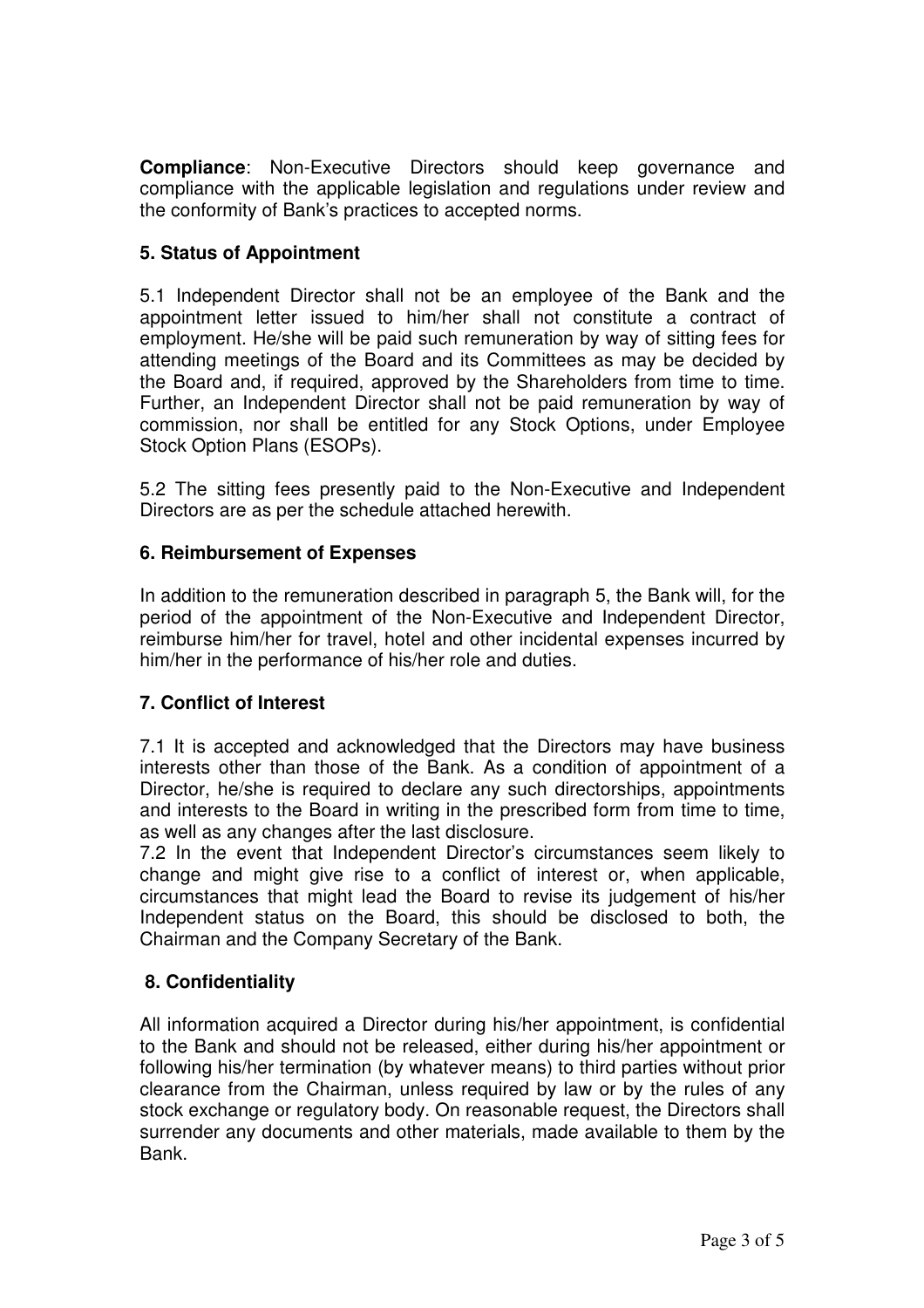**Compliance**: Non-Executive Directors should keep governance and compliance with the applicable legislation and regulations under review and the conformity of Bank's practices to accepted norms.

### 5. Status of Appointment

5.1 Independent Director shall not be an employee of the Bank and the appointment letter issued to him/her shall not constitute a contract of employment. He/she will be paid such remuneration by way of sitting fees for attending meetings of the Board and its Committees as may be decided by the Board and, if required, approved by the Shareholders from time to time. Further, an Independent Director shall not be paid remuneration by way of commission, nor shall be entitled for any Stock Options, under Employee Stock Option Plans (ESOPs).

5.2 The sitting fees presently paid to the Non-Executive and Independent Directors are as per the schedule attached herewith.

### 6. Reimbursement of Expenses

In addition to the remuneration described in paragraph 5, the Bank will, for the period of the appointment of the Non-Executive and Independent Director, reimburse him/her for travel, hotel and other incidental expenses incurred by him/her in the performance of his/her role and duties.

### 7. Conflict of Interest

7.1 It is accepted and acknowledged that the Directors may have business interests other than those of the Bank. As a condition of appointment of a Director, he/she is required to declare any such directorships, appointments and interests to the Board in writing in the prescribed form from time to time, as well as any changes after the last disclosure.

7.2 In the event that Independent Director's circumstances seem likely to change and might give rise to a conflict of interest or, when applicable, circumstances that might lead the Board to revise its judgement of his/her Independent status on the Board, this should be disclosed to both, the Chairman and the Company Secretary of the Bank.

### 8. Confidentiality

All information acquired a Director during his/her appointment, is confidential to the Bank and should not be released, either during his/her appointment or following his/her termination (by whatever means) to third parties without prior clearance from the Chairman, unless required by law or by the rules of any stock exchange or regulatory body. On reasonable request, the Directors shall surrender any documents and other materials, made available to them by the Bank.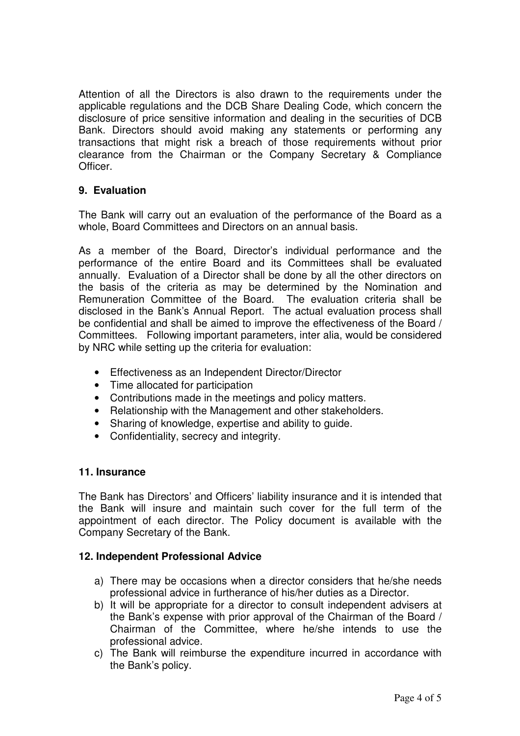Attention of all the Directors is also drawn to the requirements under the applicable regulations and the DCB Share Dealing Code, which concern the disclosure of price sensitive information and dealing in the securities of DCB Bank. Directors should avoid making any statements or performing any transactions that might risk a breach of those requirements without prior clearance from the Chairman or the Company Secretary & Compliance Officer.

### 9. Evaluation

The Bank will carry out an evaluation of the performance of the Board as a whole, Board Committees and Directors on an annual basis.

As a member of the Board, Director's individual performance and the performance of the entire Board and its Committees shall be evaluated annually. Evaluation of a Director shall be done by all the other directors on the basis of the criteria as may be determined by the Nomination and Remuneration Committee of the Board. The evaluation criteria shall be disclosed in the Bank's Annual Report. The actual evaluation process shall be confidential and shall be aimed to improve the effectiveness of the Board / Committees. Following important parameters, inter alia, would be considered by NRC while setting up the criteria for evaluation:

- Effectiveness as an Independent Director/Director
- Time allocated for participation
- Contributions made in the meetings and policy matters.
- Relationship with the Management and other stakeholders.
- Sharing of knowledge, expertise and ability to guide.
- Confidentiality, secrecy and integrity.

### 11. Insurance

The Bank has Directors' and Officers' liability insurance and it is intended that the Bank will insure and maintain such cover for the full term of the appointment of each director. The Policy document is available with the Company Secretary of the Bank.

### 12. Independent Professional Advice

a) There may be occasions when a director considers that he/she needs professional advice in furtherance of his/her duties as a Director.
b) It will be appropriate for a director to consult independent advisers at the Bank's expense with prior approval of the Chairman of the Board / Chairman of the Committee, where he/she intends to use the professional advice.
c) The Bank will reimburse the expenditure incurred in accordance with the Bank's policy.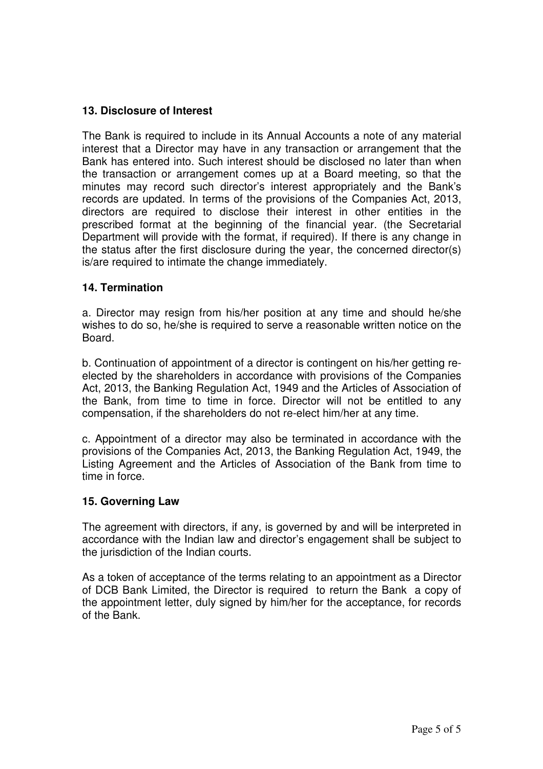### 13. Disclosure of Interest

The Bank is required to include in its Annual Accounts a note of any material interest that a Director may have in any transaction or arrangement that the Bank has entered into. Such interest should be disclosed no later than when the transaction or arrangement comes up at a Board meeting, so that the minutes may record such director's interest appropriately and the Bank's records are updated. In terms of the provisions of the Companies Act, 2013, directors are required to disclose their interest in other entities in the prescribed format at the beginning of the financial year. (the Secretarial Department will provide with the format, if required). If there is any change in the status after the first disclosure during the year, the concerned director(s) is/are required to intimate the change immediately.

### 14. Termination

a. Director may resign from his/her position at any time and should he/she wishes to do so, he/she is required to serve a reasonable written notice on the Board.

b. Continuation of appointment of a director is contingent on his/her getting re-elected by the shareholders in accordance with provisions of the Companies Act, 2013, the Banking Regulation Act, 1949 and the Articles of Association of the Bank, from time to time in force. Director will not be entitled to any compensation, if the shareholders do not re-elect him/her at any time.

c. Appointment of a director may also be terminated in accordance with the provisions of the Companies Act, 2013, the Banking Regulation Act, 1949, the Listing Agreement and the Articles of Association of the Bank from time to time in force.

### 15. Governing Law

The agreement with directors, if any, is governed by and will be interpreted in accordance with the Indian law and director's engagement shall be subject to the jurisdiction of the Indian courts.

As a token of acceptance of the terms relating to an appointment as a Director of DCB Bank Limited, the Director is required to return the Bank a copy of the appointment letter, duly signed by him/her for the acceptance, for records of the Bank.